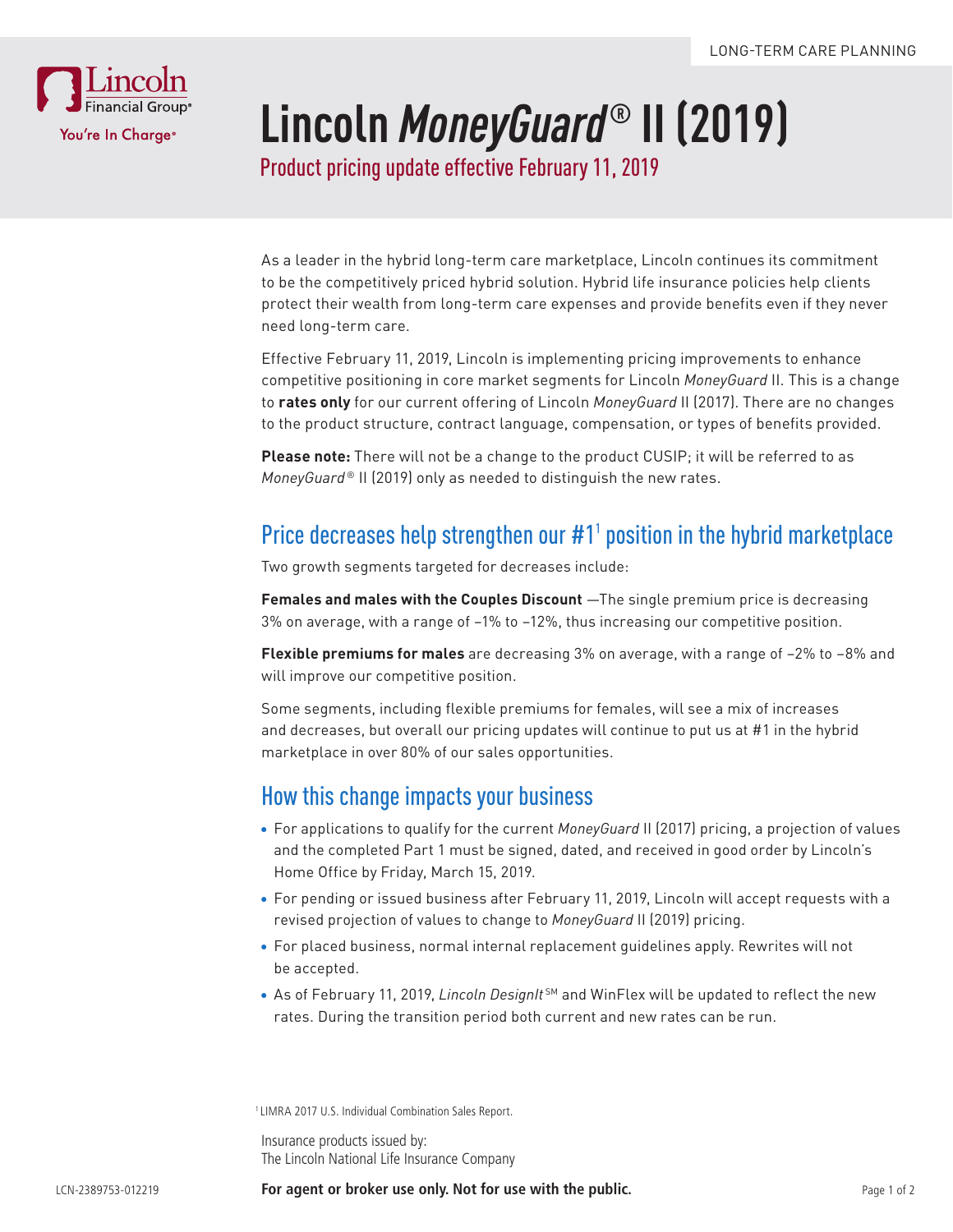LONG-TERM CARE PLANNING

Lincoln Financial Group®
You're In Charge®

# Lincoln *MoneyGuard*® II (2019)

## Product pricing update effective February 11, 2019

As a leader in the hybrid long-term care marketplace, Lincoln continues its commitment to be the competitively priced hybrid solution. Hybrid life insurance policies help clients protect their wealth from long-term care expenses and provide benefits even if they never need long-term care.

Effective February 11, 2019, Lincoln is implementing pricing improvements to enhance competitive positioning in core market segments for Lincoln *MoneyGuard* II. This is a change to **rates only** for our current offering of Lincoln *MoneyGuard* II (2017). There are no changes to the product structure, contract language, compensation, or types of benefits provided.

**Please note:** There will not be a change to the product CUSIP; it will be referred to as *MoneyGuard*® II (2019) only as needed to distinguish the new rates.

## Price decreases help strengthen our #1[1] position in the hybrid marketplace

Two growth segments targeted for decreases include:

**Females and males with the Couples Discount** —The single premium price is decreasing 3% on average, with a range of –1% to –12%, thus increasing our competitive position.

**Flexible premiums for males** are decreasing 3% on average, with a range of –2% to –8% and will improve our competitive position.

Some segments, including flexible premiums for females, will see a mix of increases and decreases, but overall our pricing updates will continue to put us at #1 in the hybrid marketplace in over 80% of our sales opportunities.

## How this change impacts your business

- For applications to qualify for the current *MoneyGuard* II (2017) pricing, a projection of values and the completed Part 1 must be signed, dated, and received in good order by Lincoln's Home Office by Friday, March 15, 2019.
- For pending or issued business after February 11, 2019, Lincoln will accept requests with a revised projection of values to change to *MoneyGuard* II (2019) pricing.
- For placed business, normal internal replacement guidelines apply. Rewrites will not be accepted.
- As of February 11, 2019, *Lincoln DesignIt*℠ and WinFlex will be updated to reflect the new rates. During the transition period both current and new rates can be run.

[1] LIMRA 2017 U.S. Individual Combination Sales Report.

Insurance products issued by:
The Lincoln National Life Insurance Company

LCN-2389753-012219

**For agent or broker use only. Not for use with the public.**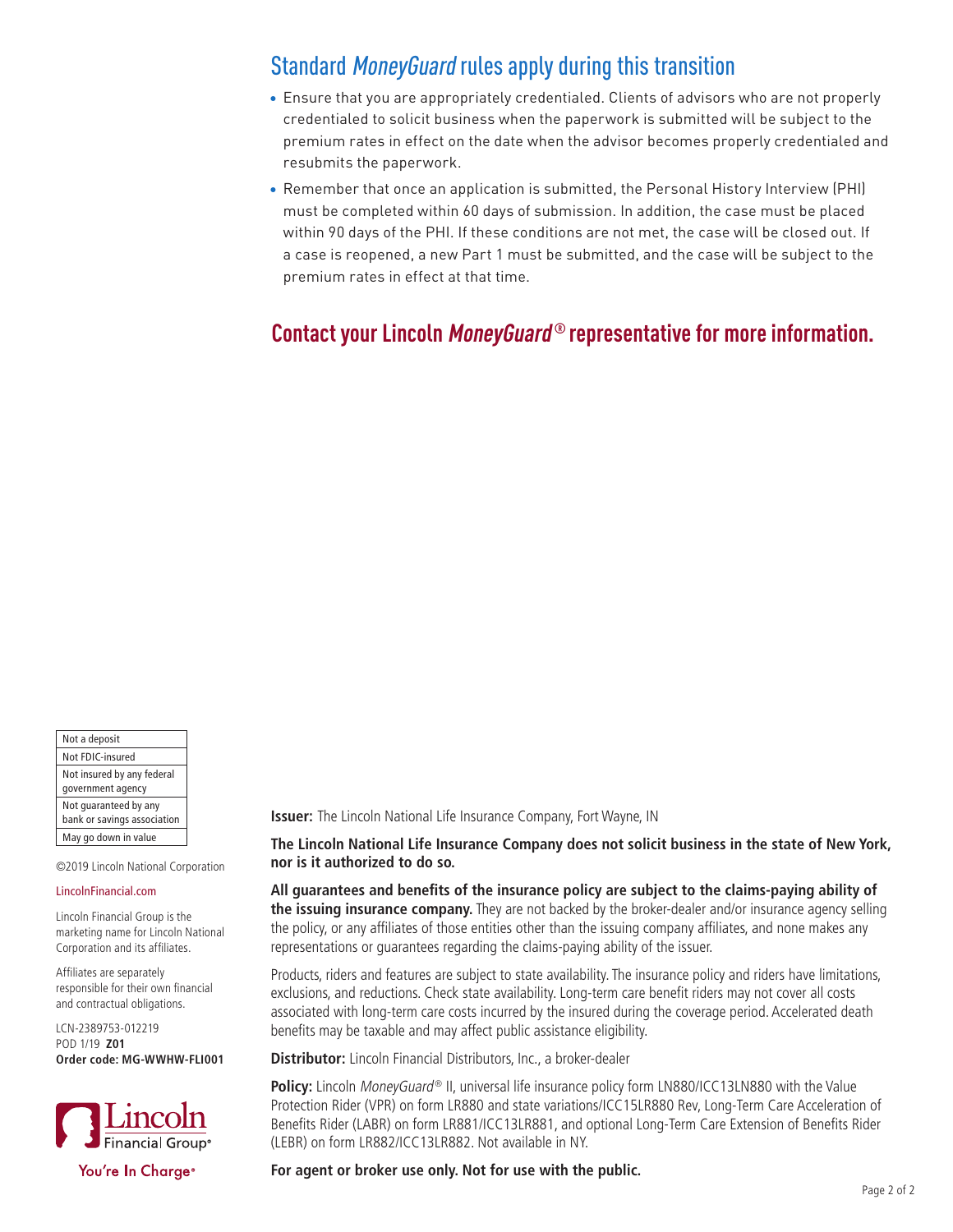## Standard *MoneyGuard* rules apply during this transition

- Ensure that you are appropriately credentialed. Clients of advisors who are not properly credentialed to solicit business when the paperwork is submitted will be subject to the premium rates in effect on the date when the advisor becomes properly credentialed and resubmits the paperwork.
- Remember that once an application is submitted, the Personal History Interview (PHI) must be completed within 60 days of submission. In addition, the case must be placed within 90 days of the PHI. If these conditions are not met, the case will be closed out. If a case is reopened, a new Part 1 must be submitted, and the case will be subject to the premium rates in effect at that time.

## Contact your Lincoln *MoneyGuard*® representative for more information.

| |
|---|
| Not a deposit |
| Not FDIC-insured |
| Not insured by any federal government agency |
| Not guaranteed by any bank or savings association |
| May go down in value |

©2019 Lincoln National Corporation

LincolnFinancial.com

Lincoln Financial Group is the marketing name for Lincoln National Corporation and its affiliates.

Affiliates are separately responsible for their own financial and contractual obligations.

LCN-2389753-012219
POD 1/19 **Z01**
**Order code: MG-WWHW-FLI001**

Lincoln Financial Group®
You're In Charge®

**Issuer:** The Lincoln National Life Insurance Company, Fort Wayne, IN

**The Lincoln National Life Insurance Company does not solicit business in the state of New York, nor is it authorized to do so.**

**All guarantees and benefits of the insurance policy are subject to the claims-paying ability of the issuing insurance company.** They are not backed by the broker-dealer and/or insurance agency selling the policy, or any affiliates of those entities other than the issuing company affiliates, and none makes any representations or guarantees regarding the claims-paying ability of the issuer.

Products, riders and features are subject to state availability. The insurance policy and riders have limitations, exclusions, and reductions. Check state availability. Long-term care benefit riders may not cover all costs associated with long-term care costs incurred by the insured during the coverage period. Accelerated death benefits may be taxable and may affect public assistance eligibility.

**Distributor:** Lincoln Financial Distributors, Inc., a broker-dealer

**Policy:** Lincoln *MoneyGuard*® II, universal life insurance policy form LN880/ICC13LN880 with the Value Protection Rider (VPR) on form LR880 and state variations/ICC15LR880 Rev, Long-Term Care Acceleration of Benefits Rider (LABR) on form LR881/ICC13LR881, and optional Long-Term Care Extension of Benefits Rider (LEBR) on form LR882/ICC13LR882. Not available in NY.

**For agent or broker use only. Not for use with the public.**